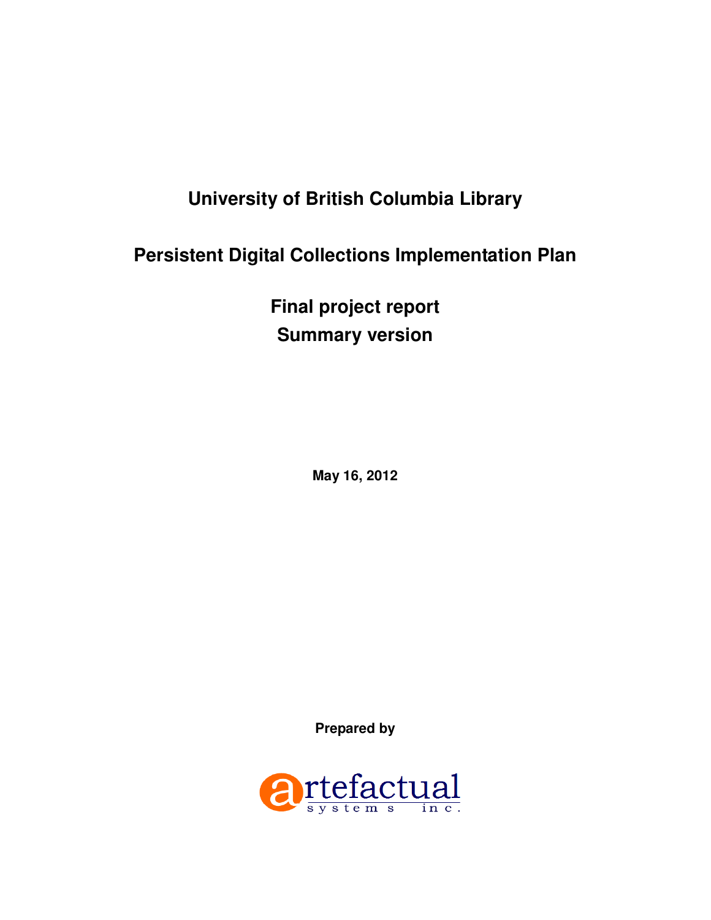# University of British Columbia Library

# Persistent Digital Collections Implementation Plan

## Final project report
## Summary version

**May 16, 2012**

**Prepared by**

artefactual systems inc.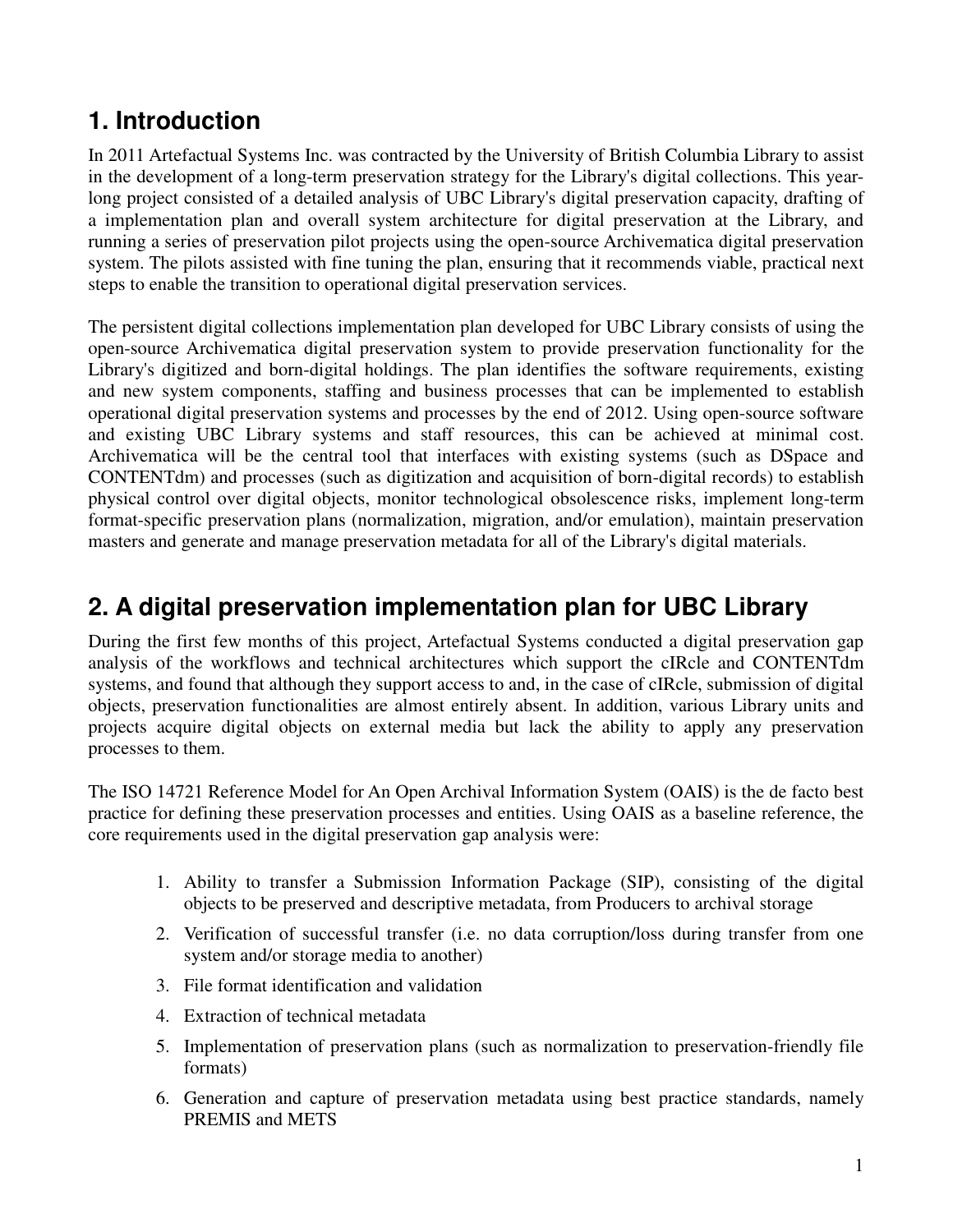## 1. Introduction

In 2011 Artefactual Systems Inc. was contracted by the University of British Columbia Library to assist in the development of a long-term preservation strategy for the Library's digital collections. This year-long project consisted of a detailed analysis of UBC Library's digital preservation capacity, drafting of a implementation plan and overall system architecture for digital preservation at the Library, and running a series of preservation pilot projects using the open-source Archivematica digital preservation system. The pilots assisted with fine tuning the plan, ensuring that it recommends viable, practical next steps to enable the transition to operational digital preservation services.

The persistent digital collections implementation plan developed for UBC Library consists of using the open-source Archivematica digital preservation system to provide preservation functionality for the Library's digitized and born-digital holdings. The plan identifies the software requirements, existing and new system components, staffing and business processes that can be implemented to establish operational digital preservation systems and processes by the end of 2012. Using open-source software and existing UBC Library systems and staff resources, this can be achieved at minimal cost. Archivematica will be the central tool that interfaces with existing systems (such as DSpace and CONTENTdm) and processes (such as digitization and acquisition of born-digital records) to establish physical control over digital objects, monitor technological obsolescence risks, implement long-term format-specific preservation plans (normalization, migration, and/or emulation), maintain preservation masters and generate and manage preservation metadata for all of the Library's digital materials.

## 2. A digital preservation implementation plan for UBC Library

During the first few months of this project, Artefactual Systems conducted a digital preservation gap analysis of the workflows and technical architectures which support the cIRcle and CONTENTdm systems, and found that although they support access to and, in the case of cIRcle, submission of digital objects, preservation functionalities are almost entirely absent. In addition, various Library units and projects acquire digital objects on external media but lack the ability to apply any preservation processes to them.

The ISO 14721 Reference Model for An Open Archival Information System (OAIS) is the de facto best practice for defining these preservation processes and entities. Using OAIS as a baseline reference, the core requirements used in the digital preservation gap analysis were:

1. Ability to transfer a Submission Information Package (SIP), consisting of the digital objects to be preserved and descriptive metadata, from Producers to archival storage
2. Verification of successful transfer (i.e. no data corruption/loss during transfer from one system and/or storage media to another)
3. File format identification and validation
4. Extraction of technical metadata
5. Implementation of preservation plans (such as normalization to preservation-friendly file formats)
6. Generation and capture of preservation metadata using best practice standards, namely PREMIS and METS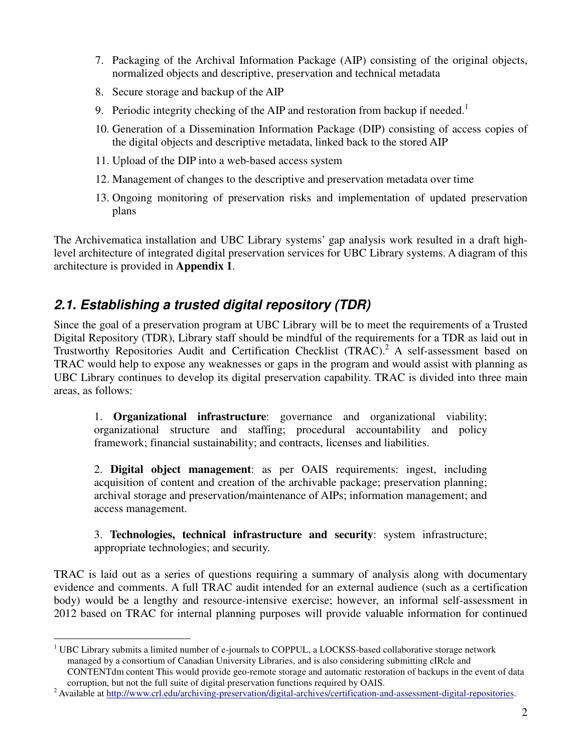7. Packaging of the Archival Information Package (AIP) consisting of the original objects, normalized objects and descriptive, preservation and technical metadata
8. Secure storage and backup of the AIP
9. Periodic integrity checking of the AIP and restoration from backup if needed.[1]
10. Generation of a Dissemination Information Package (DIP) consisting of access copies of the digital objects and descriptive metadata, linked back to the stored AIP
11. Upload of the DIP into a web-based access system
12. Management of changes to the descriptive and preservation metadata over time
13. Ongoing monitoring of preservation risks and implementation of updated preservation plans

The Archivematica installation and UBC Library systems' gap analysis work resulted in a draft high-level architecture of integrated digital preservation services for UBC Library systems. A diagram of this architecture is provided in **Appendix 1**.

## *2.1. Establishing a trusted digital repository (TDR)*

Since the goal of a preservation program at UBC Library will be to meet the requirements of a Trusted Digital Repository (TDR), Library staff should be mindful of the requirements for a TDR as laid out in Trustworthy Repositories Audit and Certification Checklist (TRAC).[2] A self-assessment based on TRAC would help to expose any weaknesses or gaps in the program and would assist with planning as UBC Library continues to develop its digital preservation capability. TRAC is divided into three main areas, as follows:

> 1. **Organizational infrastructure**: governance and organizational viability; organizational structure and staffing; procedural accountability and policy framework; financial sustainability; and contracts, licenses and liabilities.
>
> 2. **Digital object management**: as per OAIS requirements: ingest, including acquisition of content and creation of the archivable package; preservation planning; archival storage and preservation/maintenance of AIPs; information management; and access management.
>
> 3. **Technologies, technical infrastructure and security**: system infrastructure; appropriate technologies; and security.

TRAC is laid out as a series of questions requiring a summary of analysis along with documentary evidence and comments. A full TRAC audit intended for an external audience (such as a certification body) would be a lengthy and resource-intensive exercise; however, an informal self-assessment in 2012 based on TRAC for internal planning purposes will provide valuable information for continued

---

[1] UBC Library submits a limited number of e-journals to COPPUL, a LOCKSS-based collaborative storage network managed by a consortium of Canadian University Libraries, and is also considering submitting cIRcle and CONTENTdm content This would provide geo-remote storage and automatic restoration of backups in the event of data corruption, but not the full suite of digital preservation functions required by OAIS.

[2] Available at http://www.crl.edu/archiving-preservation/digital-archives/certification-and-assessment-digital-repositories.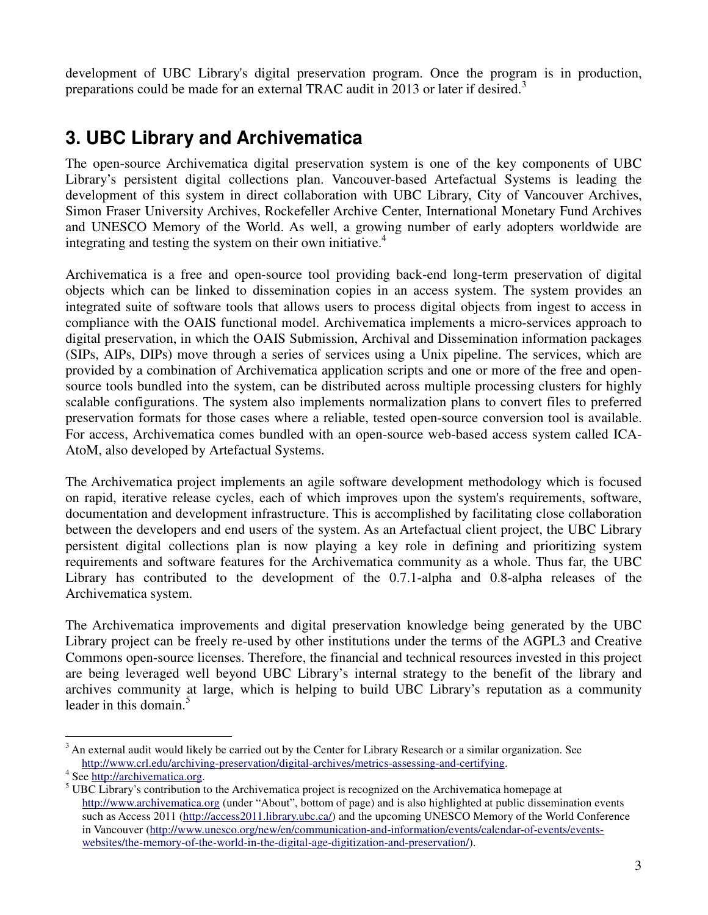development of UBC Library's digital preservation program. Once the program is in production, preparations could be made for an external TRAC audit in 2013 or later if desired.[3]

## 3. UBC Library and Archivematica

The open-source Archivematica digital preservation system is one of the key components of UBC Library's persistent digital collections plan. Vancouver-based Artefactual Systems is leading the development of this system in direct collaboration with UBC Library, City of Vancouver Archives, Simon Fraser University Archives, Rockefeller Archive Center, International Monetary Fund Archives and UNESCO Memory of the World. As well, a growing number of early adopters worldwide are integrating and testing the system on their own initiative.[4]

Archivematica is a free and open-source tool providing back-end long-term preservation of digital objects which can be linked to dissemination copies in an access system. The system provides an integrated suite of software tools that allows users to process digital objects from ingest to access in compliance with the OAIS functional model. Archivematica implements a micro-services approach to digital preservation, in which the OAIS Submission, Archival and Dissemination information packages (SIPs, AIPs, DIPs) move through a series of services using a Unix pipeline. The services, which are provided by a combination of Archivematica application scripts and one or more of the free and open-source tools bundled into the system, can be distributed across multiple processing clusters for highly scalable configurations. The system also implements normalization plans to convert files to preferred preservation formats for those cases where a reliable, tested open-source conversion tool is available. For access, Archivematica comes bundled with an open-source web-based access system called ICA-AtoM, also developed by Artefactual Systems.

The Archivematica project implements an agile software development methodology which is focused on rapid, iterative release cycles, each of which improves upon the system's requirements, software, documentation and development infrastructure. This is accomplished by facilitating close collaboration between the developers and end users of the system. As an Artefactual client project, the UBC Library persistent digital collections plan is now playing a key role in defining and prioritizing system requirements and software features for the Archivematica community as a whole. Thus far, the UBC Library has contributed to the development of the 0.7.1-alpha and 0.8-alpha releases of the Archivematica system.

The Archivematica improvements and digital preservation knowledge being generated by the UBC Library project can be freely re-used by other institutions under the terms of the AGPL3 and Creative Commons open-source licenses. Therefore, the financial and technical resources invested in this project are being leveraged well beyond UBC Library's internal strategy to the benefit of the library and archives community at large, which is helping to build UBC Library's reputation as a community leader in this domain.[5]

---

[3] An external audit would likely be carried out by the Center for Library Research or a similar organization. See http://www.crl.edu/archiving-preservation/digital-archives/metrics-assessing-and-certifying.

[4] See http://archivematica.org.

[5] UBC Library's contribution to the Archivematica project is recognized on the Archivematica homepage at http://www.archivematica.org (under "About", bottom of page) and is also highlighted at public dissemination events such as Access 2011 (http://access2011.library.ubc.ca/) and the upcoming UNESCO Memory of the World Conference in Vancouver (http://www.unesco.org/new/en/communication-and-information/events/calendar-of-events/events-websites/the-memory-of-the-world-in-the-digital-age-digitization-and-preservation/).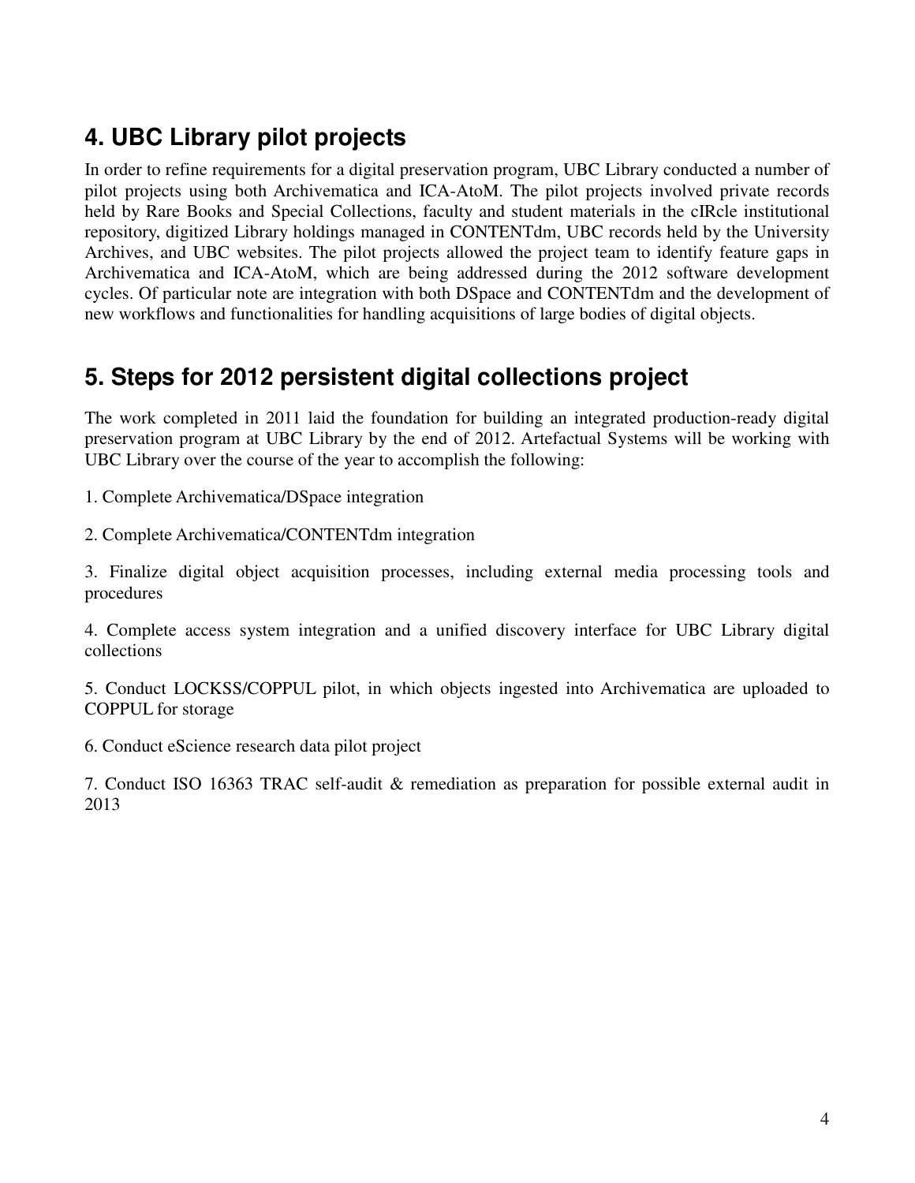## 4. UBC Library pilot projects

In order to refine requirements for a digital preservation program, UBC Library conducted a number of pilot projects using both Archivematica and ICA-AtoM. The pilot projects involved private records held by Rare Books and Special Collections, faculty and student materials in the cIRcle institutional repository, digitized Library holdings managed in CONTENTdm, UBC records held by the University Archives, and UBC websites. The pilot projects allowed the project team to identify feature gaps in Archivematica and ICA-AtoM, which are being addressed during the 2012 software development cycles. Of particular note are integration with both DSpace and CONTENTdm and the development of new workflows and functionalities for handling acquisitions of large bodies of digital objects.

## 5. Steps for 2012 persistent digital collections project

The work completed in 2011 laid the foundation for building an integrated production-ready digital preservation program at UBC Library by the end of 2012. Artefactual Systems will be working with UBC Library over the course of the year to accomplish the following:

1. Complete Archivematica/DSpace integration

2. Complete Archivematica/CONTENTdm integration

3. Finalize digital object acquisition processes, including external media processing tools and procedures

4. Complete access system integration and a unified discovery interface for UBC Library digital collections

5. Conduct LOCKSS/COPPUL pilot, in which objects ingested into Archivematica are uploaded to COPPUL for storage

6. Conduct eScience research data pilot project

7. Conduct ISO 16363 TRAC self-audit & remediation as preparation for possible external audit in 2013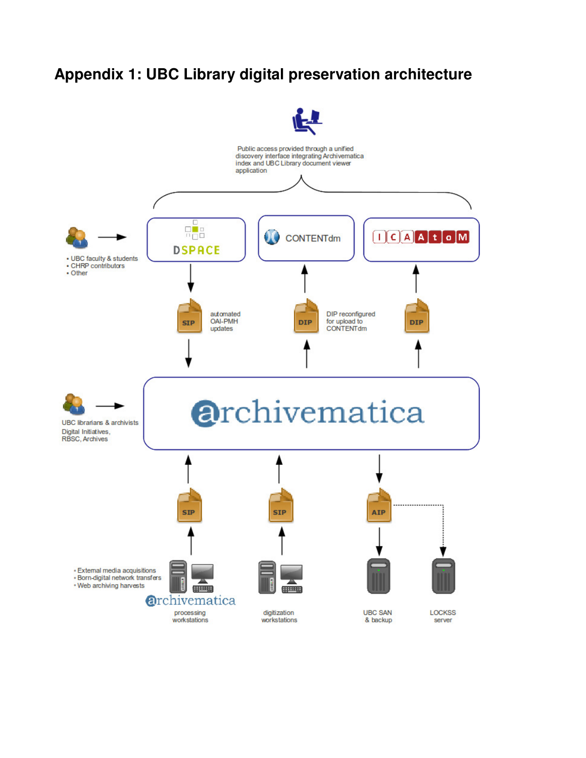# Appendix 1: UBC Library digital preservation architecture

Public access provided through a unified discovery interface integrating Archivematica index and UBC Library document viewer application

DSPACE

CONTENTdm

ICA AtoM

- UBC faculty & students
- CHRP contributors
- Other

SIP

automated OAI-PMH updates

DIP

DIP reconfigured for upload to CONTENTdm

DIP

archivematica

UBC librarians & archivists Digital Initiatives, RBSC, Archives

SIP

SIP

AIP

- External media acquisitions
- Born-digital network transfers
- Web archiving harvests

archivematica processing workstations

digitization workstations

UBC SAN & backup

LOCKSS server